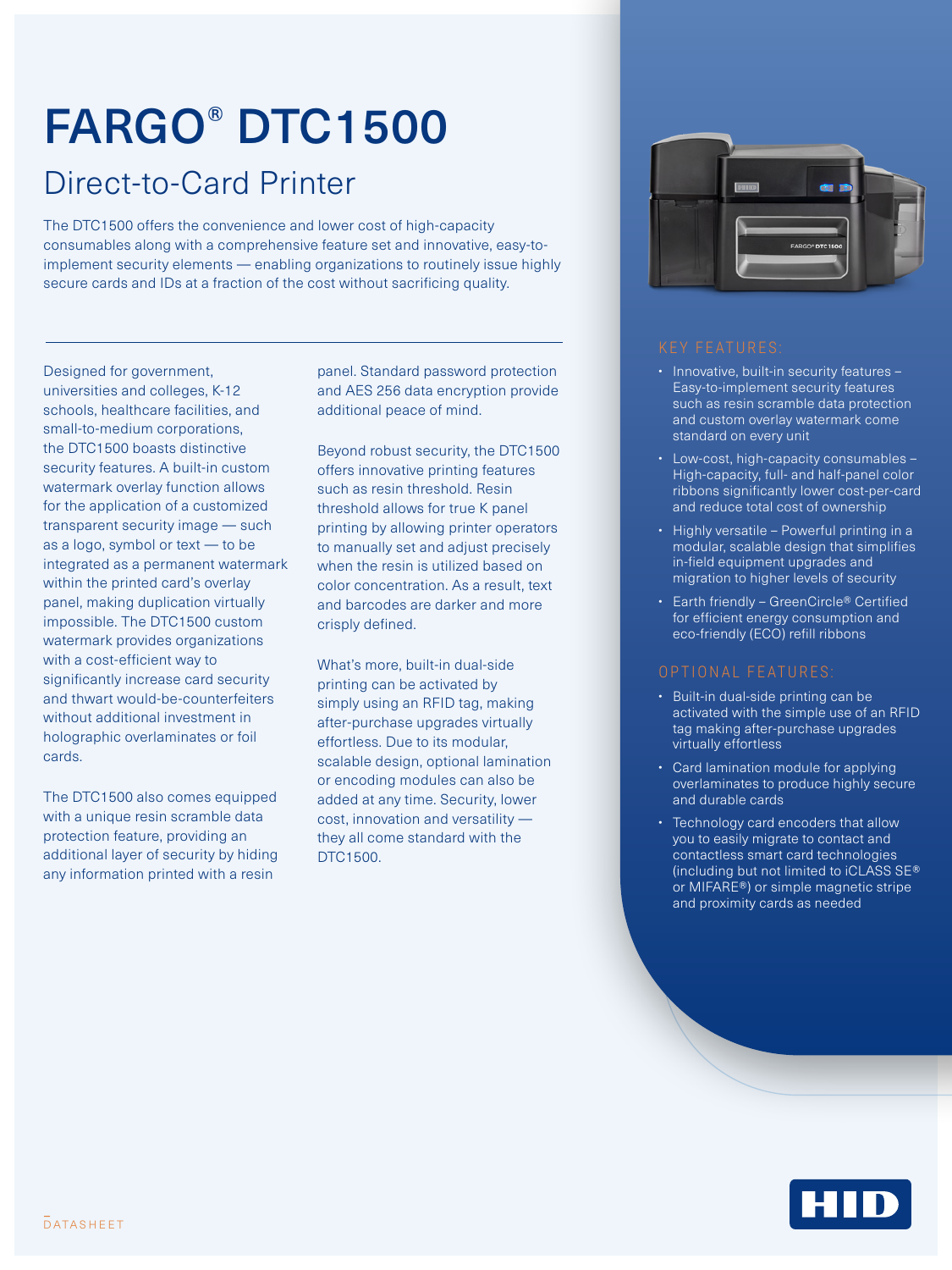# FARGO® DTC1500

## Direct-to-Card Printer

The DTC1500 offers the convenience and lower cost of high-capacity consumables along with a comprehensive feature set and innovative, easy-to-implement security elements — enabling organizations to routinely issue highly secure cards and IDs at a fraction of the cost without sacrificing quality.

Designed for government, universities and colleges, K-12 schools, healthcare facilities, and small-to-medium corporations, the DTC1500 boasts distinctive security features. A built-in custom watermark overlay function allows for the application of a customized transparent security image — such as a logo, symbol or text — to be integrated as a permanent watermark within the printed card's overlay panel, making duplication virtually impossible. The DTC1500 custom watermark provides organizations with a cost-efficient way to significantly increase card security and thwart would-be-counterfeiters without additional investment in holographic overlaminates or foil cards.

The DTC1500 also comes equipped with a unique resin scramble data protection feature, providing an additional layer of security by hiding any information printed with a resin panel. Standard password protection and AES 256 data encryption provide additional peace of mind.

Beyond robust security, the DTC1500 offers innovative printing features such as resin threshold. Resin threshold allows for true K panel printing by allowing printer operators to manually set and adjust precisely when the resin is utilized based on color concentration. As a result, text and barcodes are darker and more crisply defined.

What's more, built-in dual-side printing can be activated by simply using an RFID tag, making after-purchase upgrades virtually effortless. Due to its modular, scalable design, optional lamination or encoding modules can also be added at any time. Security, lower cost, innovation and versatility — they all come standard with the DTC1500.

### KEY FEATURES:

- Innovative, built-in security features – Easy-to-implement security features such as resin scramble data protection and custom overlay watermark come standard on every unit
- Low-cost, high-capacity consumables – High-capacity, full- and half-panel color ribbons significantly lower cost-per-card and reduce total cost of ownership
- Highly versatile – Powerful printing in a modular, scalable design that simplifies in-field equipment upgrades and migration to higher levels of security
- Earth friendly – GreenCircle® Certified for efficient energy consumption and eco-friendly (ECO) refill ribbons

### OPTIONAL FEATURES:

- Built-in dual-side printing can be activated with the simple use of an RFID tag making after-purchase upgrades virtually effortless
- Card lamination module for applying overlaminates to produce highly secure and durable cards
- Technology card encoders that allow you to easily migrate to contact and contactless smart card technologies (including but not limited to iCLASS SE® or MIFARE®) or simple magnetic stripe and proximity cards as needed

DATASHEET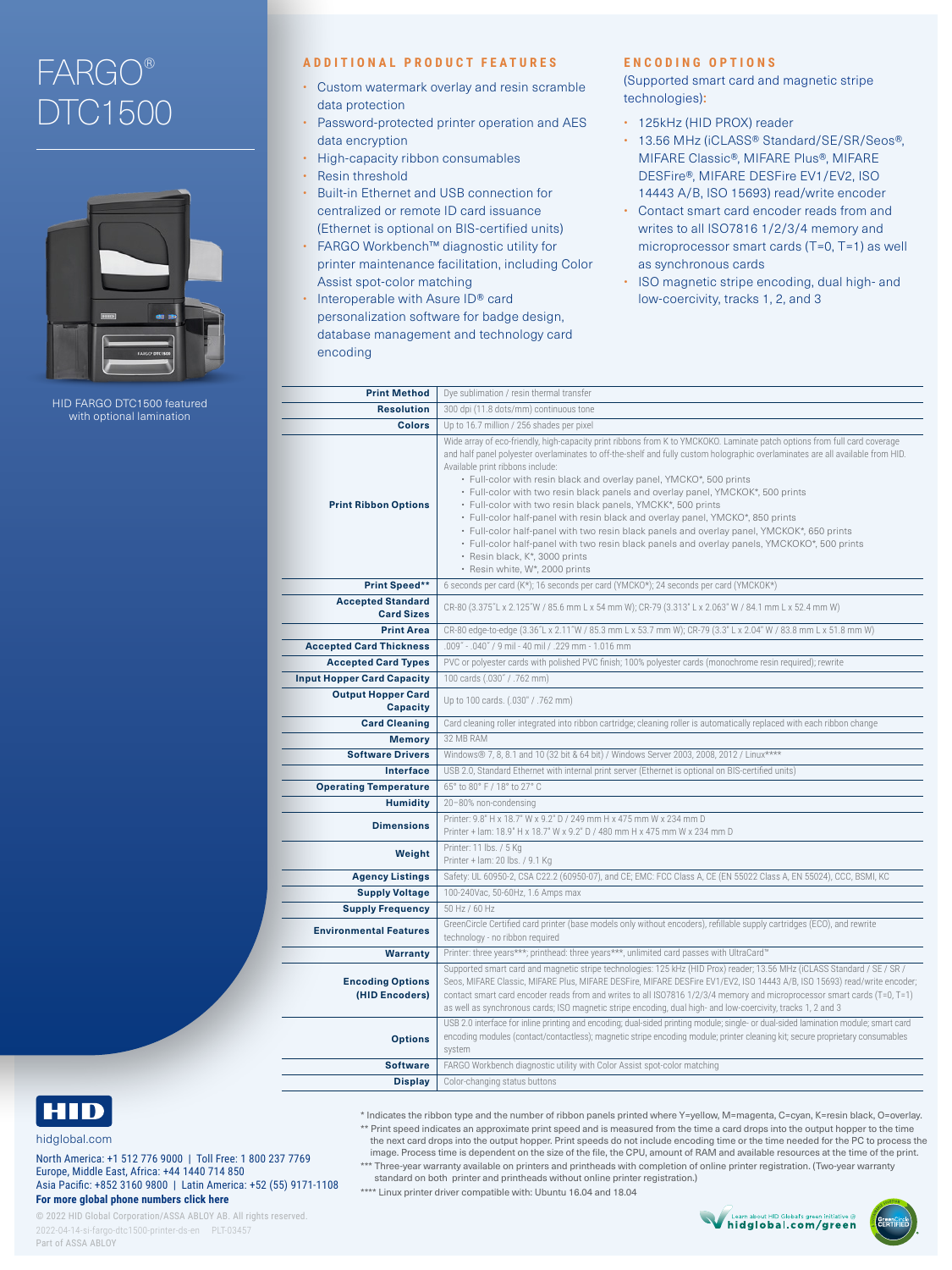# FARGO® DTC1500

HID FARGO DTC1500 featured with optional lamination

## ADDITIONAL PRODUCT FEATURES

- Custom watermark overlay and resin scramble data protection
- Password-protected printer operation and AES data encryption
- High-capacity ribbon consumables
- Resin threshold
- Built-in Ethernet and USB connection for centralized or remote ID card issuance (Ethernet is optional on BIS-certified units)
- FARGO Workbench™ diagnostic utility for printer maintenance facilitation, including Color Assist spot-color matching
- Interoperable with Asure ID® card personalization software for badge design, database management and technology card encoding

## ENCODING OPTIONS

(Supported smart card and magnetic stripe technologies):

- 125kHz (HID PROX) reader
- 13.56 MHz (iCLASS® Standard/SE/SR/Seos®, MIFARE Classic®, MIFARE Plus®, MIFARE DESFire®, MIFARE DESFire EV1/EV2, ISO 14443 A/B, ISO 15693) read/write encoder
- Contact smart card encoder reads from and writes to all ISO7816 1/2/3/4 memory and microprocessor smart cards (T=0, T=1) as well as synchronous cards
- ISO magnetic stripe encoding, dual high- and low-coercivity, tracks 1, 2, and 3

| | |
|---|---|
| **Print Method** | Dye sublimation / resin thermal transfer |
| **Resolution** | 300 dpi (11.8 dots/mm) continuous tone |
| **Colors** | Up to 16.7 million / 256 shades per pixel |
| **Print Ribbon Options** | Wide array of eco-friendly, high-capacity print ribbons from K to YMCKOKO. Laminate patch options from full card coverage and half panel polyester overlaminates to off-the-shelf and fully customizable holographic overlaminates are all available from HID. Available print ribbons include: • Full-color with resin black and overlay panel, YMCKO*, 500 prints • Full-color with two resin black panels and overlay panel, YMCKOK*, 500 prints • Full-color with two resin black panels, YMCKK*, 500 prints • Full-color half-panel with resin black and overlay panel, YMCKO*, 850 prints • Full-color half-panel with two resin black panels and overlay panel, YMCKOK*, 650 prints • Full-color half-panel with two resin black panels and overlay panels, YMCKOKO*, 500 prints • Resin black, K*, 3000 prints • Resin white, W*, 2000 prints |
| **Print Speed**** | 6 seconds per card (K*); 16 seconds per card (YMCKO*); 24 seconds per card (YMCKOK*) |
| **Accepted Standard Card Sizes** | CR-80 (3.375˝L x 2.125˝W / 85.6 mm L x 54 mm W); CR-79 (3.313" L x 2.063" W / 84.1 mm L x 52.4 mm W) |
| **Print Area** | CR-80 edge-to-edge (3.36˝L x 2.11˝W / 85.3 mm L x 53.7 mm W); CR-79 (3.3" L x 2.04" W / 83.8 mm L x 51.8 mm W) |
| **Accepted Card Thickness** | .009˝ - .040˝ / 9 mil - 40 mil / .229 mm - 1.016 mm |
| **Accepted Card Types** | PVC or polyester cards with polished PVC finish; 100% polyester cards (monochrome resin required); rewrite |
| **Input Hopper Card Capacity** | 100 cards (.030˝ / .762 mm) |
| **Output Hopper Card Capacity** | Up to 100 cards. (.030" / .762 mm) |
| **Card Cleaning** | Card cleaning roller integrated into ribbon cartridge; cleaning roller is automatically replaced with each ribbon change |
| **Memory** | 32 MB RAM |
| **Software Drivers** | Windows® 7, 8, 8.1 and 10 (32 bit & 64 bit) / Windows Server 2003, 2008, 2012 / Linux**** |
| **Interface** | USB 2.0, Standard Ethernet with internal print server (Ethernet is optional on BIS-certified units) |
| **Operating Temperature** | 65° to 80° F / 18° to 27° C |
| **Humidity** | 20–80% non-condensing |
| **Dimensions** | Printer: 9.8" H x 18.7" W x 9.2" D / 249 mm H x 475 mm W x 234 mm D Printer + lam: 18.9" H x 18.7" W x 9.2" D / 480 mm H x 475 mm W x 234 mm D |
| **Weight** | Printer: 11 lbs. / 5 Kg Printer + lam: 20 lbs. / 9.1 Kg |
| **Agency Listings** | Safety: UL 60950-2, CSA C22.2 (60950-07), and CE; EMC: FCC Class A, CE (EN 55022 Class A, EN 55024), CCC, BSMI, KC |
| **Supply Voltage** | 100-240Vac, 50-60Hz, 1.6 Amps max |
| **Supply Frequency** | 50 Hz / 60 Hz |
| **Environmental Features** | GreenCircle Certified card printer (base models only without encoders), refillable supply cartridges (ECO), and rewrite technology - no ribbon required |
| **Warranty** | Printer: three years***; printhead: three years***, unlimited card passes with UltraCard™ |
| **Encoding Options (HID Encoders)** | Supported smart card and magnetic stripe technologies: 125 kHz (HID Prox) reader; 13.56 MHz (iCLASS Standard / SE / SR / Seos, MIFARE Classic, MIFARE Plus, MIFARE DESFire, MIFARE DESFire EV1/EV2, ISO 14443 A/B, ISO 15693) read/write encoder; contact smart card encoder reads from and writes to all ISO7816 1/2/3/4 memory and microprocessor smart cards (T=0, T=1) as well as synchronous cards; ISO magnetic stripe encoding, dual high- and low-coercivity, tracks 1, 2 and 3 |
| **Options** | USB 2.0 interface for inline printing and encoding; dual-sided printing module; single- or dual-sided lamination module; smart card encoding modules (contact/contactless); magnetic stripe encoding module; printer cleaning kit; secure proprietary consumables system |
| **Software** | FARGO Workbench diagnostic utility with Color Assist spot-color matching |
| **Display** | Color-changing status buttons |

\* Indicates the ribbon type and the number of ribbon panels printed where Y=yellow, M=magenta, C=cyan, K=resin black, O=overlay.

** Print speed indicates an approximate print speed and is measured from the time a card drops into the output hopper to the time the next card drops into the output hopper. Print speeds do not include encoding time or the time needed for the PC to process the image. Process time is dependent on the size of the file, the CPU, amount of RAM and available resources at the time of the print.

*** Three-year warranty available on printers and printheads with completion of online printer registration. (Two-year warranty standard on both printer and printheads without online printer registration.)

**** Linux printer driver compatible with: Ubuntu 16.04 and 18.04

HID

hidglobal.com

North America: +1 512 776 9000 | Toll Free: 1 800 237 7769
Europe, Middle East, Africa: +44 1440 714 850
Asia Pacific: +852 3160 9800 | Latin America: +52 (55) 9171-1108
**For more global phone numbers click here**

© 2022 HID Global Corporation/ASSA ABLOY AB. All rights reserved.
2022-04-14-si-fargo-dtc1500-printer-ds-en PLT-03457
Part of ASSA ABLOY

Learn about HID Global's green initiative @ hidglobal.com/green